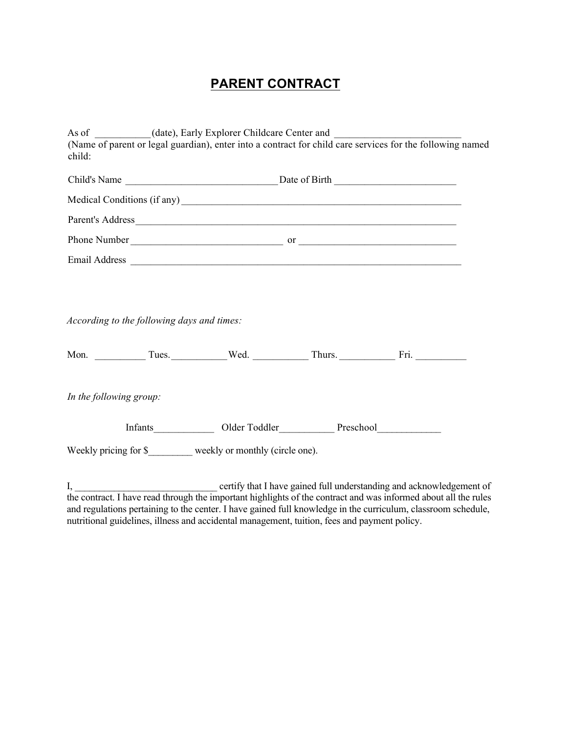# PARENT CONTRACT

As of ___________(date), Early Explorer Childcare Center and _________________________ (Name of parent or legal guardian), enter into a contract for child care services for the following named child:

Child's Name ______________________________ Date of Birth ________________________

Medical Conditions (if any) ___________________________________________________________

Parent's Address__________________________________________________________________

Phone Number ______________________________ or _______________________________

Email Address __________________________________________________________________

*According to the following days and times:*

Mon. __________ Tues.___________ Wed. ___________ Thurs. ___________ Fri. __________

*In the following group:*

Infants____________ Older Toddler___________ Preschool____________

Weekly pricing for $_________ weekly or monthly (circle one).

I, ____________________________ certify that I have gained full understanding and acknowledgement of the contract. I have read through the important highlights of the contract and was informed about all the rules and regulations pertaining to the center. I have gained full knowledge in the curriculum, classroom schedule, nutritional guidelines, illness and accidental management, tuition, fees and payment policy.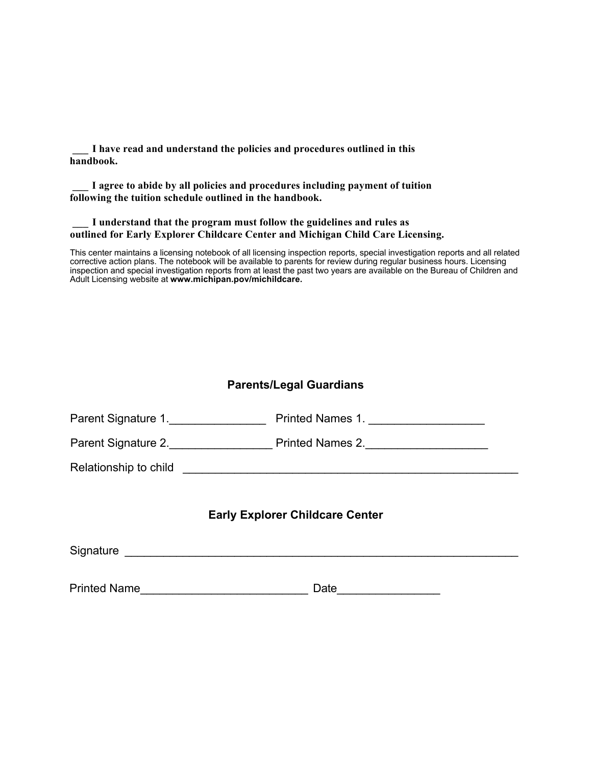**___ I have read and understand the policies and procedures outlined in this handbook.**

**___ I agree to abide by all policies and procedures including payment of tuition following the tuition schedule outlined in the handbook.**

**___ I understand that the program must follow the guidelines and rules as outlined for Early Explorer Childcare Center and Michigan Child Care Licensing.**

This center maintains a licensing notebook of all licensing inspection reports, special investigation reports and all related corrective action plans. The notebook will be available to parents for review during regular business hours. Licensing inspection and special investigation reports from at least the past two years are available on the Bureau of Children and Adult Licensing website at **www.michipan.pov/michildcare.**

### Parents/Legal Guardians

Parent Signature 1._______________ Printed Names 1. _________________

Parent Signature 2.________________ Printed Names 2.__________________

Relationship to child _________________________________________________

### Early Explorer Childcare Center

Signature ___________________________________________________________

Printed Name_________________________ Date_______________